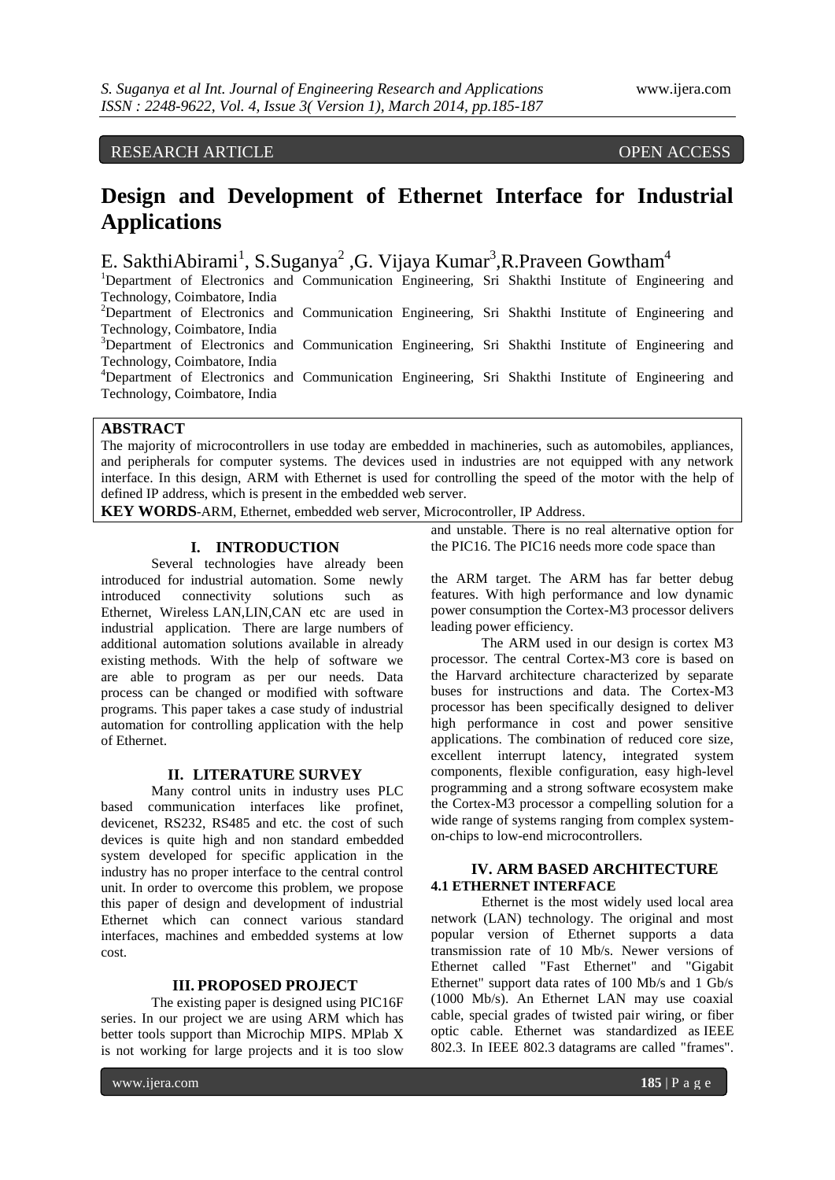RESEARCH ARTICLE OPEN ACCESS

# Design and Development of Ethernet Interface for Industrial Applications

E. SakthiAbirami[1], S.Suganya[2] ,G. Vijaya Kumar[3],R.Praveen Gowtham[4]

[1]Department of Electronics and Communication Engineering, Sri Shakthi Institute of Engineering and Technology, Coimbatore, India
[2]Department of Electronics and Communication Engineering, Sri Shakthi Institute of Engineering and Technology, Coimbatore, India
[3]Department of Electronics and Communication Engineering, Sri Shakthi Institute of Engineering and Technology, Coimbatore, India
[4]Department of Electronics and Communication Engineering, Sri Shakthi Institute of Engineering and Technology, Coimbatore, India

**ABSTRACT**

The majority of microcontrollers in use today are embedded in machineries, such as automobiles, appliances, and peripherals for computer systems. The devices used in industries are not equipped with any network interface. In this design, ARM with Ethernet is used for controlling the speed of the motor with the help of defined IP address, which is present in the embedded web server.

**KEY WORDS**-ARM, Ethernet, embedded web server, Microcontroller, IP Address.

## I. INTRODUCTION

Several technologies have already been introduced for industrial automation. Some newly introduced connectivity solutions such as Ethernet, Wireless LAN,LIN,CAN etc are used in industrial application. There are large numbers of additional automation solutions available in already existing methods. With the help of software we are able to program as per our needs. Data process can be changed or modified with software programs. This paper takes a case study of industrial automation for controlling application with the help of Ethernet.

## II. LITERATURE SURVEY

Many control units in industry uses PLC based communication interfaces like profinet, devicenet, RS232, RS485 and etc. the cost of such devices is quite high and non standard embedded system developed for specific application in the industry has no proper interface to the central control unit. In order to overcome this problem, we propose this paper of design and development of industrial Ethernet which can connect various standard interfaces, machines and embedded systems at low cost.

## III. PROPOSED PROJECT

The existing paper is designed using PIC16F series. In our project we are using ARM which has better tools support than Microchip MIPS. MPlab X is not working for large projects and it is too slow and unstable. There is no real alternative option for the PIC16. The PIC16 needs more code space than the ARM target. The ARM has far better debug features. With high performance and low dynamic power consumption the Cortex-M3 processor delivers leading power efficiency.

The ARM used in our design is cortex M3 processor. The central Cortex-M3 core is based on the Harvard architecture characterized by separate buses for instructions and data. The Cortex-M3 processor has been specifically designed to deliver high performance in cost and power sensitive applications. The combination of reduced core size, excellent interrupt latency, integrated system components, flexible configuration, easy high-level programming and a strong software ecosystem make the Cortex-M3 processor a compelling solution for a wide range of systems ranging from complex system-on-chips to low-end microcontrollers.

## IV. ARM BASED ARCHITECTURE

### 4.1 ETHERNET INTERFACE

Ethernet is the most widely used local area network (LAN) technology. The original and most popular version of Ethernet supports a data transmission rate of 10 Mb/s. Newer versions of Ethernet called "Fast Ethernet" and "Gigabit Ethernet" support data rates of 100 Mb/s and 1 Gb/s (1000 Mb/s). An Ethernet LAN may use coaxial cable, special grades of twisted pair wiring, or fiber optic cable. Ethernet was standardized as IEEE 802.3. In IEEE 802.3 datagrams are called "frames".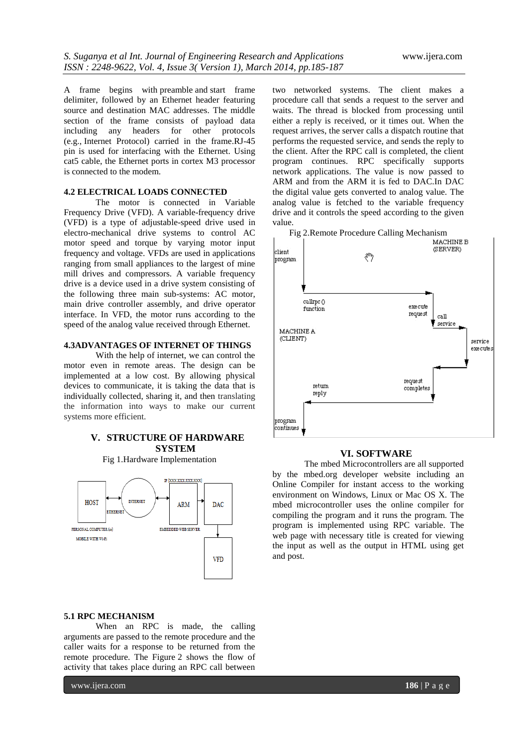A frame begins with preamble and start frame delimiter, followed by an Ethernet header featuring source and destination MAC addresses. The middle section of the frame consists of payload data including any headers for other protocols (e.g., Internet Protocol) carried in the frame.RJ-45 pin is used for interfacing with the Ethernet. Using cat5 cable, the Ethernet ports in cortex M3 processor is connected to the modem.

### 4.2 ELECTRICAL LOADS CONNECTED

The motor is connected in Variable Frequency Drive (VFD). A variable-frequency drive (VFD) is a type of adjustable-speed drive used in electro-mechanical drive systems to control AC motor speed and torque by varying motor input frequency and voltage. VFDs are used in applications ranging from small appliances to the largest of mine mill drives and compressors. A variable frequency drive is a device used in a drive system consisting of the following three main sub-systems: AC motor, main drive controller assembly, and drive operator interface. In VFD, the motor runs according to the speed of the analog value received through Ethernet.

### 4.3ADVANTAGES OF INTERNET OF THINGS

With the help of internet, we can control the motor even in remote areas. The design can be implemented at a low cost. By allowing physical devices to communicate, it is taking the data that is individually collected, sharing it, and then translating the information into ways to make our current systems more efficient.

## V. STRUCTURE OF HARDWARE SYSTEM

Fig 1.Hardware Implementation

### 5.1 RPC MECHANISM

When an RPC is made, the calling arguments are passed to the remote procedure and the caller waits for a response to be returned from the remote procedure. The Figure 2 shows the flow of activity that takes place during an RPC call between two networked systems. The client makes a procedure call that sends a request to the server and waits. The thread is blocked from processing until either a reply is received, or it times out. When the request arrives, the server calls a dispatch routine that performs the requested service, and sends the reply to the client. After the RPC call is completed, the client program continues. RPC specifically supports network applications. The value is now passed to ARM and from the ARM it is fed to DAC.In DAC the digital value gets converted to analog value. The analog value is fetched to the variable frequency drive and it controls the speed according to the given value.

Fig 2.Remote Procedure Calling Mechanism

## VI. SOFTWARE

The mbed Microcontrollers are all supported by the mbed.org developer website including an Online Compiler for instant access to the working environment on Windows, Linux or Mac OS X. The mbed microcontroller uses the online compiler for compiling the program and it runs the program. The program is implemented using RPC variable. The web page with necessary title is created for viewing the input as well as the output in HTML using get and post.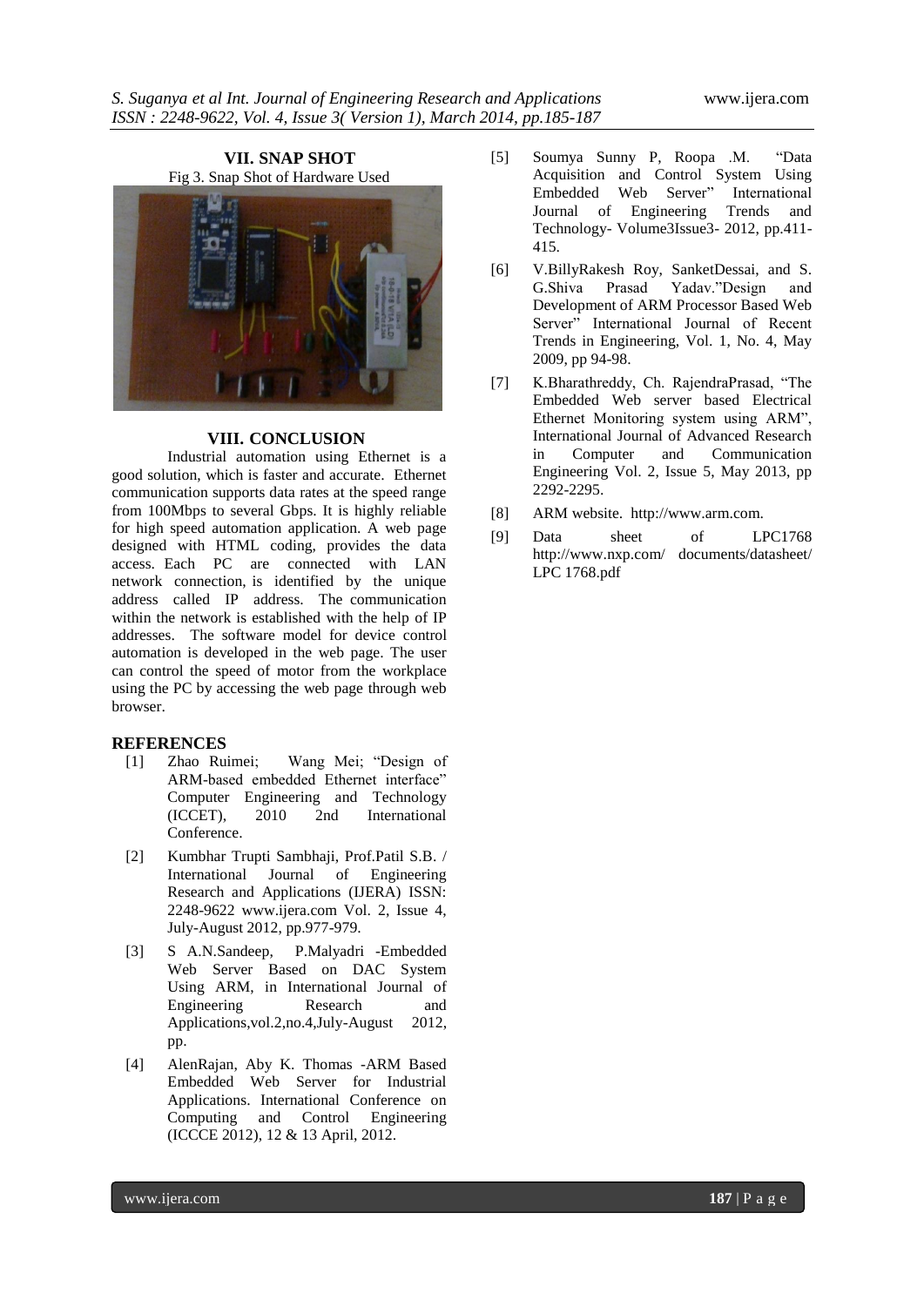## VII. SNAP SHOT

Fig 3. Snap Shot of Hardware Used

## VIII. CONCLUSION

Industrial automation using Ethernet is a good solution, which is faster and accurate. Ethernet communication supports data rates at the speed range from 100Mbps to several Gbps. It is highly reliable for high speed automation application. A web page designed with HTML coding, provides the data access. Each PC are connected with LAN network connection, is identified by the unique address called IP address. The communication within the network is established with the help of IP addresses. The software model for device control automation is developed in the web page. The user can control the speed of motor from the workplace using the PC by accessing the web page through web browser.

## REFERENCES

[1] Zhao Ruimei; Wang Mei; "Design of ARM-based embedded Ethernet interface" Computer Engineering and Technology (ICCET), 2010 2nd International Conference.

[2] Kumbhar Trupti Sambhaji, Prof.Patil S.B. / International Journal of Engineering Research and Applications (IJERA) ISSN: 2248-9622 www.ijera.com Vol. 2, Issue 4, July-August 2012, pp.977-979.

[3] S A.N.Sandeep, P.Malyadri -Embedded Web Server Based on DAC System Using ARM, in International Journal of Engineering Research and Applications,vol.2,no.4,July-August 2012, pp.

[4] AlenRajan, Aby K. Thomas -ARM Based Embedded Web Server for Industrial Applications. International Conference on Computing and Control Engineering (ICCCE 2012), 12 & 13 April, 2012.

[5] Soumya Sunny P, Roopa .M. "Data Acquisition and Control System Using Embedded Web Server" International Journal of Engineering Trends and Technology- Volume3Issue3- 2012, pp.411-415.

[6] V.BillyRakesh Roy, SanketDessai, and S. G.Shiva Prasad Yadav."Design and Development of ARM Processor Based Web Server" International Journal of Recent Trends in Engineering, Vol. 1, No. 4, May 2009, pp 94-98.

[7] K.Bharathreddy, Ch. RajendraPrasad, "The Embedded Web server based Electrical Ethernet Monitoring system using ARM", International Journal of Advanced Research in Computer and Communication Engineering Vol. 2, Issue 5, May 2013, pp 2292-2295.

[8] ARM website. http://www.arm.com.

[9] Data sheet of LPC1768 http://www.nxp.com/ documents/datasheet/ LPC 1768.pdf